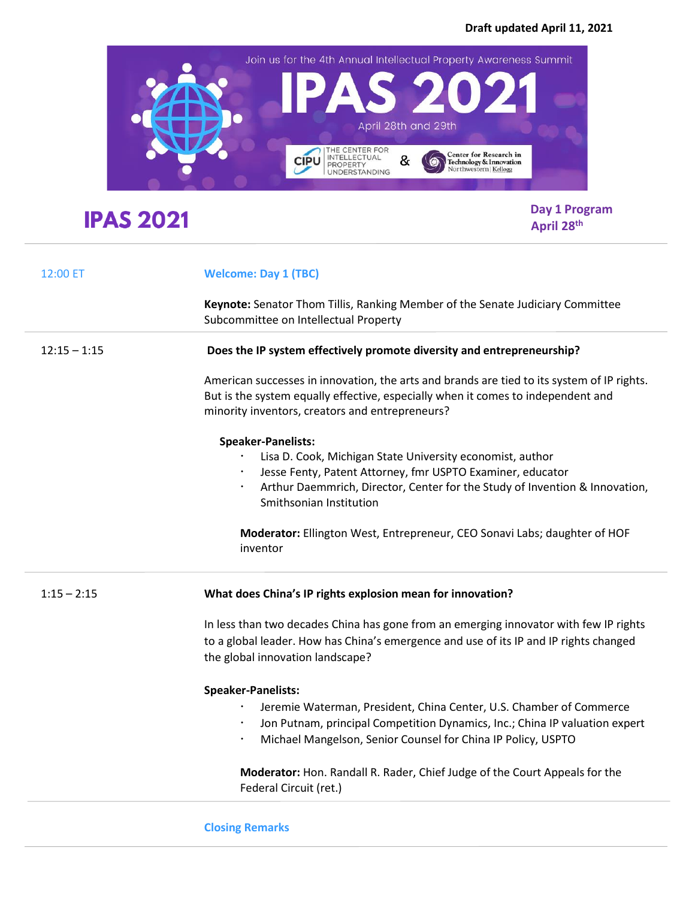**Draft updated April 11, 2021**

Join us for the 4th Annual Intellectual Property Awareness Summit

# IPAS 2021

April 28th and 29th

THE CENTER FOR INTELLECTUAL PROPERTY UNDERSTANDING & Center for Research in Technology & Innovation Northwestern | Kellogg

# IPAS 2021

**Day 1 Program**
**April 28th**

---

12:00 ET

**Welcome: Day 1 (TBC)**

**Keynote:** Senator Thom Tillis, Ranking Member of the Senate Judiciary Committee Subcommittee on Intellectual Property

---

12:15 – 1:15

**Does the IP system effectively promote diversity and entrepreneurship?**

American successes in innovation, the arts and brands are tied to its system of IP rights. But is the system equally effective, especially when it comes to independent and minority inventors, creators and entrepreneurs?

**Speaker-Panelists:**

- Lisa D. Cook, Michigan State University economist, author
- Jesse Fenty, Patent Attorney, fmr USPTO Examiner, educator
- Arthur Daemmrich, Director, Center for the Study of Invention & Innovation, Smithsonian Institution

**Moderator:** Ellington West, Entrepreneur, CEO Sonavi Labs; daughter of HOF inventor

---

1:15 – 2:15

**What does China's IP rights explosion mean for innovation?**

In less than two decades China has gone from an emerging innovator with few IP rights to a global leader. How has China's emergence and use of its IP and IP rights changed the global innovation landscape?

**Speaker-Panelists:**

- Jeremie Waterman, President, China Center, U.S. Chamber of Commerce
- Jon Putnam, principal Competition Dynamics, Inc.; China IP valuation expert
- Michael Mangelson, Senior Counsel for China IP Policy, USPTO

**Moderator:** Hon. Randall R. Rader, Chief Judge of the Court Appeals for the Federal Circuit (ret.)

---

**Closing Remarks**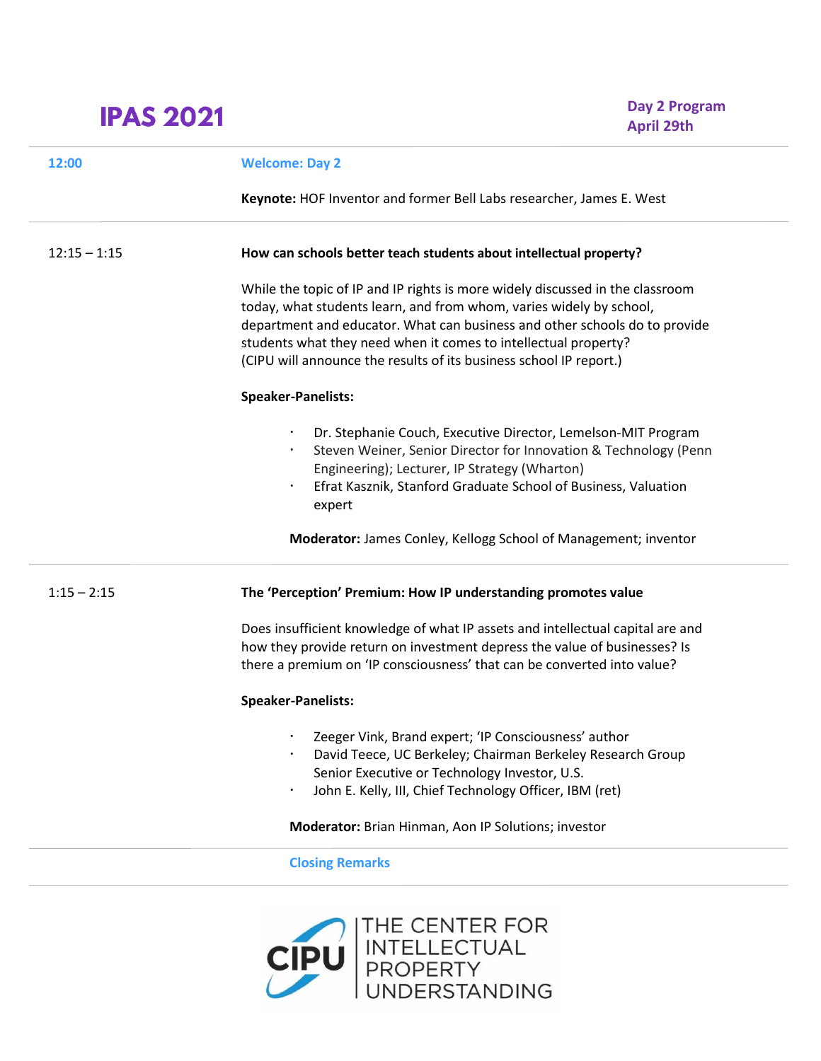# IPAS 2021

**Day 2 Program**
**April 29th**

| | |
|---|---|
| **12:00** | **Welcome: Day 2**<br><br>**Keynote:** HOF Inventor and former Bell Labs researcher, James E. West |
| 12:15 – 1:15 | **How can schools better teach students about intellectual property?**<br><br>While the topic of IP and IP rights is more widely discussed in the classroom today, what students learn, and from whom, varies widely by school, department and educator. What can business and other schools do to provide students what they need when it comes to intellectual property? (CIPU will announce the results of its business school IP report.)<br><br>**Speaker-Panelists:**<br>• Dr. Stephanie Couch, Executive Director, Lemelson-MIT Program<br>• Steven Weiner, Senior Director for Innovation & Technology (Penn Engineering); Lecturer, IP Strategy (Wharton)<br>• Efrat Kasznik, Stanford Graduate School of Business, Valuation expert<br><br>**Moderator:** James Conley, Kellogg School of Management; inventor |
| 1:15 – 2:15 | **The 'Perception' Premium: How IP understanding promotes value**<br><br>Does insufficient knowledge of what IP assets and intellectual capital are and how they provide return on investment depress the value of businesses? Is there a premium on 'IP consciousness' that can be converted into value?<br><br>**Speaker-Panelists:**<br>• Zeeger Vink, Brand expert; 'IP Consciousness' author<br>• David Teece, UC Berkeley; Chairman Berkeley Research Group Senior Executive or Technology Investor, U.S.<br>• John E. Kelly, III, Chief Technology Officer, IBM (ret)<br><br>**Moderator:** Brian Hinman, Aon IP Solutions; investor |
| | **Closing Remarks** |

CIPU | THE CENTER FOR INTELLECTUAL PROPERTY UNDERSTANDING